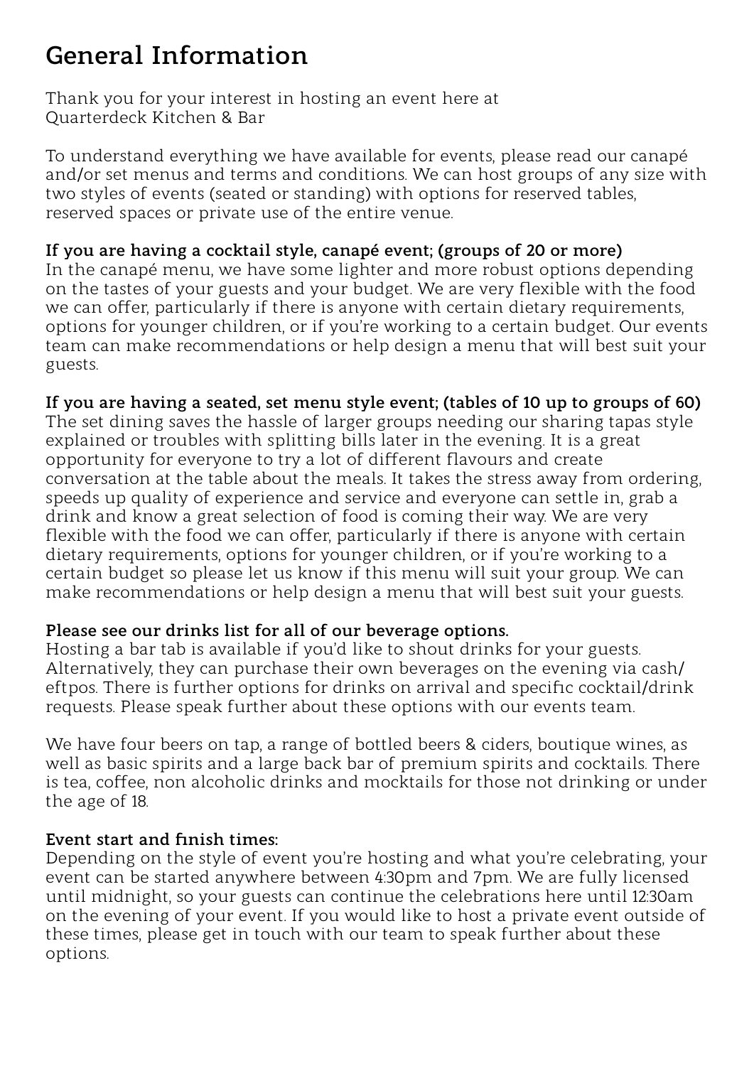# General Information

Thank you for your interest in hosting an event here at Quarterdeck Kitchen & Bar

To understand everything we have available for events, please read our canapé and/or set menus and terms and conditions. We can host groups of any size with two styles of events (seated or standing) with options for reserved tables, reserved spaces or private use of the entire venue.

**If you are having a cocktail style, canapé event; (groups of 20 or more)**
In the canapé menu, we have some lighter and more robust options depending on the tastes of your guests and your budget. We are very flexible with the food we can offer, particularly if there is anyone with certain dietary requirements, options for younger children, or if you're working to a certain budget. Our events team can make recommendations or help design a menu that will best suit your guests.

**If you are having a seated, set menu style event; (tables of 10 up to groups of 60)**
The set dining saves the hassle of larger groups needing our sharing tapas style explained or troubles with splitting bills later in the evening. It is a great opportunity for everyone to try a lot of different flavours and create conversation at the table about the meals. It takes the stress away from ordering, speeds up quality of experience and service and everyone can settle in, grab a drink and know a great selection of food is coming their way. We are very flexible with the food we can offer, particularly if there is anyone with certain dietary requirements, options for younger children, or if you're working to a certain budget so please let us know if this menu will suit your group. We can make recommendations or help design a menu that will best suit your guests.

**Please see our drinks list for all of our beverage options.**
Hosting a bar tab is available if you'd like to shout drinks for your guests. Alternatively, they can purchase their own beverages on the evening via cash/eftpos. There is further options for drinks on arrival and specific cocktail/drink requests. Please speak further about these options with our events team.

We have four beers on tap, a range of bottled beers & ciders, boutique wines, as well as basic spirits and a large back bar of premium spirits and cocktails. There is tea, coffee, non alcoholic drinks and mocktails for those not drinking or under the age of 18.

**Event start and finish times:**
Depending on the style of event you're hosting and what you're celebrating, your event can be started anywhere between 4:30pm and 7pm. We are fully licensed until midnight, so your guests can continue the celebrations here until 12:30am on the evening of your event. If you would like to host a private event outside of these times, please get in touch with our team to speak further about these options.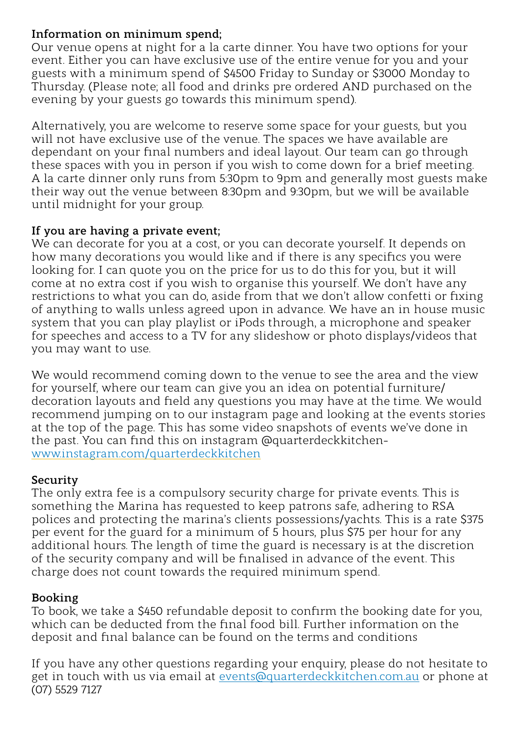**Information on minimum spend;**
Our venue opens at night for a la carte dinner. You have two options for your event. Either you can have exclusive use of the entire venue for you and your guests with a minimum spend of $4500 Friday to Sunday or $3000 Monday to Thursday. (Please note; all food and drinks pre ordered AND purchased on the evening by your guests go towards this minimum spend).

Alternatively, you are welcome to reserve some space for your guests, but you will not have exclusive use of the venue. The spaces we have available are dependant on your final numbers and ideal layout. Our team can go through these spaces with you in person if you wish to come down for a brief meeting. A la carte dinner only runs from 5:30pm to 9pm and generally most guests make their way out the venue between 8:30pm and 9:30pm, but we will be available until midnight for your group.

**If you are having a private event;**
We can decorate for you at a cost, or you can decorate yourself. It depends on how many decorations you would like and if there is any specifics you were looking for. I can quote you on the price for us to do this for you, but it will come at no extra cost if you wish to organise this yourself. We don't have any restrictions to what you can do, aside from that we don't allow confetti or fixing of anything to walls unless agreed upon in advance. We have an in house music system that you can play playlist or iPods through, a microphone and speaker for speeches and access to a TV for any slideshow or photo displays/videos that you may want to use.

We would recommend coming down to the venue to see the area and the view for yourself, where our team can give you an idea on potential furniture/ decoration layouts and field any questions you may have at the time. We would recommend jumping on to our instagram page and looking at the events stories at the top of the page. This has some video snapshots of events we've done in the past. You can find this on instagram @quarterdeckkitchen- [www.instagram.com/quarterdeckkitchen](http://www.instagram.com/quarterdeckkitchen)

**Security**
The only extra fee is a compulsory security charge for private events. This is something the Marina has requested to keep patrons safe, adhering to RSA polices and protecting the marina's clients possessions/yachts. This is a rate $375 per event for the guard for a minimum of 5 hours, plus $75 per hour for any additional hours. The length of time the guard is necessary is at the discretion of the security company and will be finalised in advance of the event. This charge does not count towards the required minimum spend.

**Booking**
To book, we take a $450 refundable deposit to confirm the booking date for you, which can be deducted from the final food bill. Further information on the deposit and final balance can be found on the terms and conditions

If you have any other questions regarding your enquiry, please do not hesitate to get in touch with us via email at [events@quarterdeckkitchen.com.au](mailto:events@quarterdeckkitchen.com.au) or phone at (07) 5529 7127